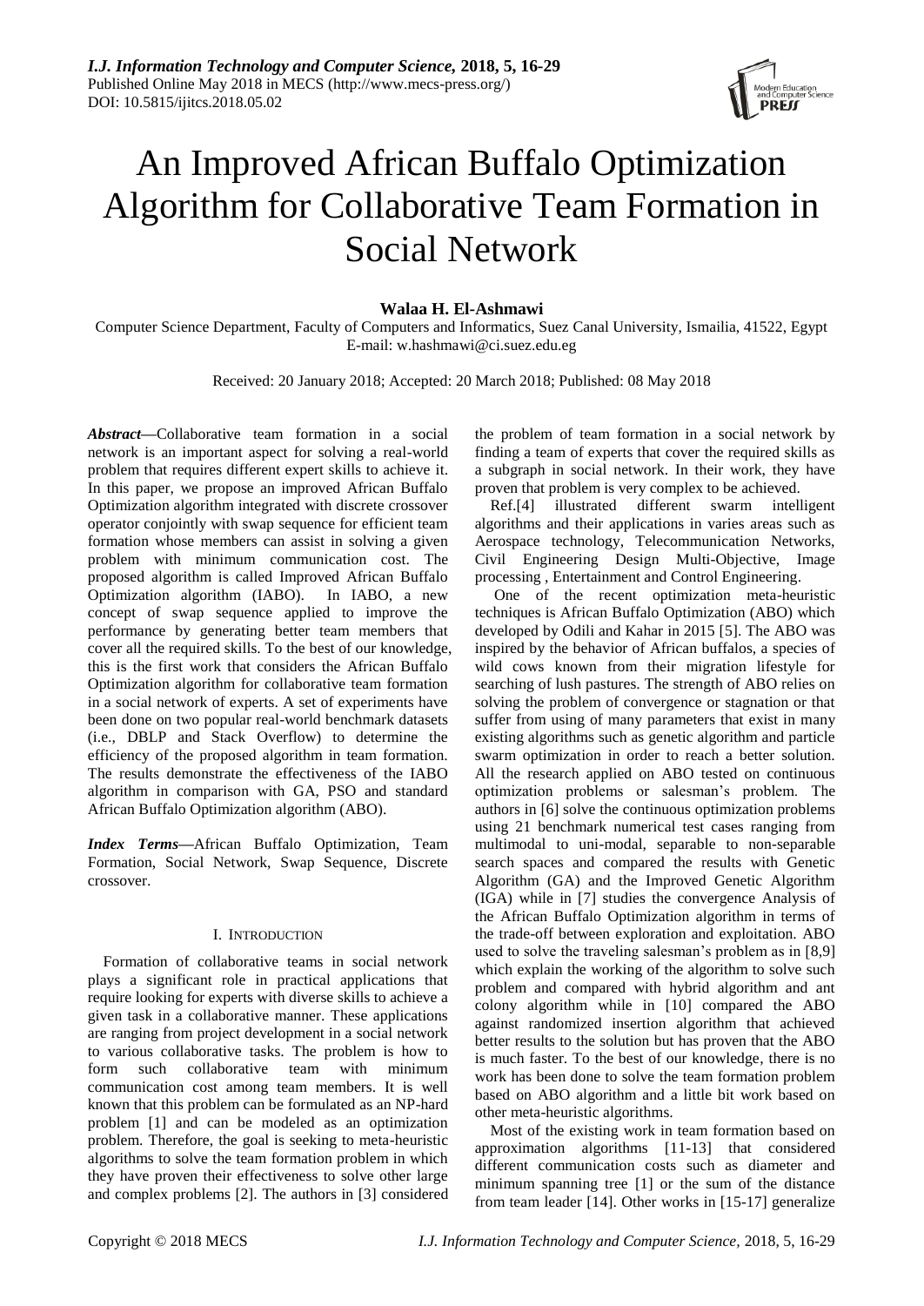# An Improved African Buffalo Optimization Algorithm for Collaborative Team Formation in Social Network

**Walaa H. El-Ashmawi**

Computer Science Department, Faculty of Computers and Informatics, Suez Canal University, Ismailia, 41522, Egypt
E-mail: w.hashmawi@ci.suez.edu.eg

Received: 20 January 2018; Accepted: 20 March 2018; Published: 08 May 2018

***Abstract*****—**Collaborative team formation in a social network is an important aspect for solving a real-world problem that requires different expert skills to achieve it. In this paper, we propose an improved African Buffalo Optimization algorithm integrated with discrete crossover operator conjointly with swap sequence for efficient team formation whose members can assist in solving a given problem with minimum communication cost. The proposed algorithm is called Improved African Buffalo Optimization algorithm (IABO). In IABO, a new concept of swap sequence applied to improve the performance by generating better team members that cover all the required skills. To the best of our knowledge, this is the first work that considers the African Buffalo Optimization algorithm for collaborative team formation in a social network of experts. A set of experiments have been done on two popular real-world benchmark datasets (i.e., DBLP and Stack Overflow) to determine the efficiency of the proposed algorithm in team formation. The results demonstrate the effectiveness of the IABO algorithm in comparison with GA, PSO and standard African Buffalo Optimization algorithm (ABO).

***Index Terms*****—**African Buffalo Optimization, Team Formation, Social Network, Swap Sequence, Discrete crossover.

## I. INTRODUCTION

Formation of collaborative teams in social network plays a significant role in practical applications that require looking for experts with diverse skills to achieve a given task in a collaborative manner. These applications are ranging from project development in a social network to various collaborative tasks. The problem is how to form such collaborative team with minimum communication cost among team members. It is well known that this problem can be formulated as an NP-hard problem [1] and can be modeled as an optimization problem. Therefore, the goal is seeking to meta-heuristic algorithms to solve the team formation problem in which they have proven their effectiveness to solve other large and complex problems [2]. The authors in [3] considered the problem of team formation in a social network by finding a team of experts that cover the required skills as a subgraph in social network. In their work, they have proven that problem is very complex to be achieved.

Ref.[4] illustrated different swarm intelligent algorithms and their applications in varies areas such as Aerospace technology, Telecommunication Networks, Civil Engineering Design Multi-Objective, Image processing , Entertainment and Control Engineering.

One of the recent optimization meta-heuristic techniques is African Buffalo Optimization (ABO) which developed by Odili and Kahar in 2015 [5]. The ABO was inspired by the behavior of African buffalos, a species of wild cows known from their migration lifestyle for searching of lush pastures. The strength of ABO relies on solving the problem of convergence or stagnation or that suffer from using of many parameters that exist in many existing algorithms such as genetic algorithm and particle swarm optimization in order to reach a better solution. All the research applied on ABO tested on continuous optimization problems or salesman's problem. The authors in [6] solve the continuous optimization problems using 21 benchmark numerical test cases ranging from multimodal to uni-modal, separable to non-separable search spaces and compared the results with Genetic Algorithm (GA) and the Improved Genetic Algorithm (IGA) while in [7] studies the convergence Analysis of the African Buffalo Optimization algorithm in terms of the trade-off between exploration and exploitation. ABO used to solve the traveling salesman's problem as in [8,9] which explain the working of the algorithm to solve such problem and compared with hybrid algorithm and ant colony algorithm while in [10] compared the ABO against randomized insertion algorithm that achieved better results to the solution but has proven that the ABO is much faster. To the best of our knowledge, there is no work has been done to solve the team formation problem based on ABO algorithm and a little bit work based on other meta-heuristic algorithms.

Most of the existing work in team formation based on approximation algorithms [11-13] that considered different communication costs such as diameter and minimum spanning tree [1] or the sum of the distance from team leader [14]. Other works in [15-17] generalize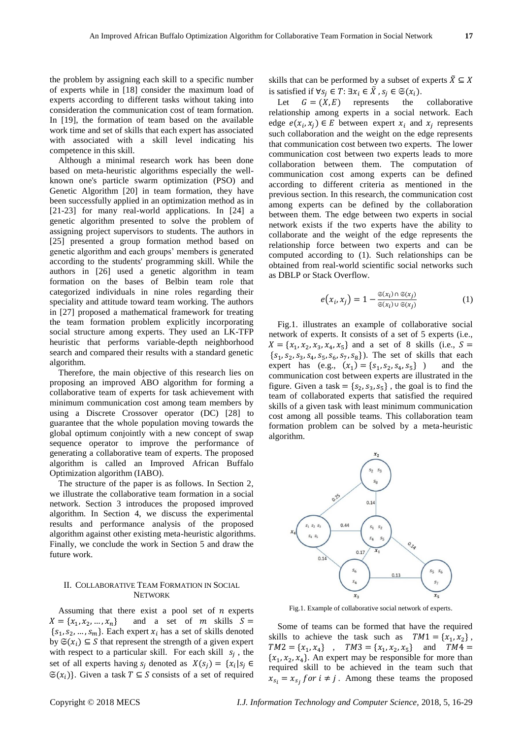the problem by assigning each skill to a specific number of experts while in [18] consider the maximum load of experts according to different tasks without taking into consideration the communication cost of team formation. In [19], the formation of team based on the available work time and set of skills that each expert has associated with associated with a skill level indicating his competence in this skill.

Although a minimal research work has been done based on meta-heuristic algorithms especially the well-known one's particle swarm optimization (PSO) and Genetic Algorithm [20] in team formation, they have been successfully applied in an optimization method as in [21-23] for many real-world applications. In [24] a genetic algorithm presented to solve the problem of assigning project supervisors to students. The authors in [25] presented a group formation method based on genetic algorithm and each groups' members is generated according to the students' programming skill. While the authors in [26] used a genetic algorithm in team formation on the bases of Belbin team role that categorized individuals in nine roles regarding their speciality and attitude toward team working. The authors in [27] proposed a mathematical framework for treating the team formation problem explicitly incorporating social structure among experts. They used an LK-TFP heuristic that performs variable-depth neighborhood search and compared their results with a standard genetic algorithm.

Therefore, the main objective of this research lies on proposing an improved ABO algorithm for forming a collaborative team of experts for task achievement with minimum communication cost among team members by using a Discrete Crossover operator (DC) [28] to guarantee that the whole population moving towards the global optimum conjointly with a new concept of swap sequence operator to improve the performance of generating a collaborative team of experts. The proposed algorithm is called an Improved African Buffalo Optimization algorithm (IABO).

The structure of the paper is as follows. In Section 2, we illustrate the collaborative team formation in a social network. Section 3 introduces the proposed improved algorithm. In Section 4, we discuss the experimental results and performance analysis of the proposed algorithm against other existing meta-heuristic algorithms. Finally, we conclude the work in Section 5 and draw the future work.

## II. Collaborative Team Formation in Social Network

Assuming that there exist a pool set of $n$ experts $X = \{x_1, x_2, \dots, x_n\}$ and a set of $m$ skills $S = \{s_1, s_2, \dots, s_m\}$. Each expert $x_i$ has a set of skills denoted by $\mathfrak{S}(x_i) \subseteq S$ that represent the strength of a given expert with respect to a particular skill. For each skill $s_j$, the set of all experts having $s_j$ denoted as $X(s_j) = \{x_i | s_j \in \mathfrak{S}(x_i)\}$. Given a task $T \subseteq S$ consists of a set of required skills that can be performed by a subset of experts $\tilde{X} \subseteq X$ is satisfied if $\forall s_j \in T: \exists x_i \in \tilde{X}, s_j \in \mathfrak{S}(x_i)$.

Let $G = (X, E)$ represents the collaborative relationship among experts in a social network. Each edge $e(x_i, x_j) \in E$ between expert $x_i$ and $x_j$ represents such collaboration and the weight on the edge represents that communication cost between two experts. The lower communication cost between two experts leads to more collaboration between them. The computation of communication cost among experts can be defined according to different criteria as mentioned in the previous section. In this research, the communication cost among experts can be defined by the collaboration between them. The edge between two experts in social network exists if the two experts have the ability to collaborate and the weight of the edge represents the relationship force between two experts and can be computed according to (1). Such relationships can be obtained from real-world scientific social networks such as DBLP or Stack Overflow.

$$e(x_i, x_j) = 1 - \frac{\mathfrak{S}(x_i) \cap \mathfrak{S}(x_j)}{\mathfrak{S}(x_i) \cup \mathfrak{S}(x_j)} \tag{1}$$

Fig.1. illustrates an example of collaborative social network of experts. It consists of a set of 5 experts (i.e., $X = \{x_1, x_2, x_3, x_4, x_5\}$ and a set of 8 skills (i.e., $S = \{s_1, s_2, s_3, s_4, s_5, s_6, s_7, s_8\}$). The set of skills that each expert has (e.g., $(x_1) = \{s_1, s_2, s_4, s_5\}$ ) and the communication cost between experts are illustrated in the figure. Given a task $= \{s_2, s_3, s_5\}$, the goal is to find the team of collaborated experts that satisfied the required skills of a given task with least minimum communication cost among all possible teams. This collaboration team formation problem can be solved by a meta-heuristic algorithm.

Fig.1. Example of collaborative social network of experts.

Some of teams can be formed that have the required skills to achieve the task such as $TM1 = \{x_1, x_2\}$, $TM2 = \{x_1, x_4\}$ , $TM3 = \{x_1, x_2, x_5\}$ and $TM4 = \{x_1, x_2, x_4\}$. An expert may be responsible for more than required skill to be achieved in the team such that $x_{s_i} = x_{s_j}\ for\ i \neq j$ . Among these teams the proposed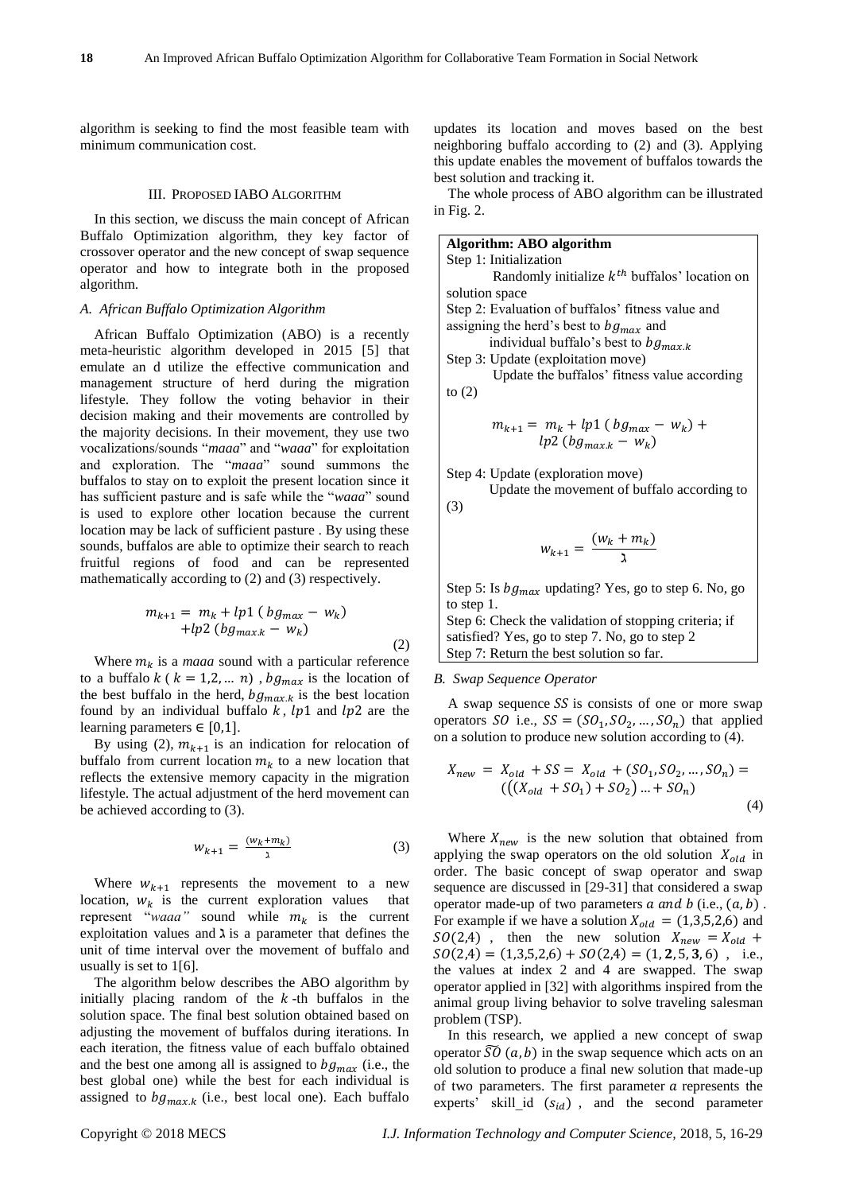algorithm is seeking to find the most feasible team with minimum communication cost.

## III. PROPOSED IABO ALGORITHM

In this section, we discuss the main concept of African Buffalo Optimization algorithm, they key factor of crossover operator and the new concept of swap sequence operator and how to integrate both in the proposed algorithm.

### *A. African Buffalo Optimization Algorithm*

African Buffalo Optimization (ABO) is a recently meta-heuristic algorithm developed in 2015 [5] that emulate an d utilize the effective communication and management structure of herd during the migration lifestyle. They follow the voting behavior in their decision making and their movements are controlled by the majority decisions. In their movement, they use two vocalizations/sounds "*maaa*" and "*waaa*" for exploitation and exploration. The "*maaa*" sound summons the buffalos to stay on to exploit the present location since it has sufficient pasture and is safe while the "*waaa*" sound is used to explore other location because the current location may be lack of sufficient pasture . By using these sounds, buffalos are able to optimize their search to reach fruitful regions of food and can be represented mathematically according to (2) and (3) respectively.

$$m_{k+1} = m_k + lp1\ (bg_{max} - w_k) + lp2\ (bg_{max.k} - w_k) \tag{2}$$

Where $m_k$ is a *maaa* sound with a particular reference to a buffalo $k$ ( $k = 1,2, \dots n$) , $bg_{max}$ is the location of the best buffalo in the herd, $bg_{max.k}$ is the best location found by an individual buffalo $k$, $lp1$ and $lp2$ are the learning parameters $\in [0,1]$.

By using (2), $m_{k+1}$ is an indication for relocation of buffalo from current location $m_k$ to a new location that reflects the extensive memory capacity in the migration lifestyle. The actual adjustment of the herd movement can be achieved according to (3).

$$w_{k+1} = \frac{(w_k + m_k)}{\lambda} \tag{3}$$

Where $w_{k+1}$ represents the movement to a new location, $w_k$ is the current exploration values that represent "*waaa"* sound while $m_k$ is the current exploitation values and $\lambda$ is a parameter that defines the unit of time interval over the movement of buffalo and usually is set to 1[6].

The algorithm below describes the ABO algorithm by initially placing random of the $k$-th buffalos in the solution space. The final best solution obtained based on adjusting the movement of buffalos during iterations. In each iteration, the fitness value of each buffalo obtained and the best one among all is assigned to $bg_{max}$ (i.e., the best global one) while the best for each individual is assigned to $bg_{max.k}$ (i.e., best local one). Each buffalo updates its location and moves based on the best neighboring buffalo according to (2) and (3). Applying this update enables the movement of buffalos towards the best solution and tracking it.

The whole process of ABO algorithm can be illustrated in Fig. 2.

**Algorithm: ABO algorithm**

Step 1: Initialization
Randomly initialize $k^{th}$ buffalos' location on solution space

Step 2: Evaluation of buffalos' fitness value and assigning the herd's best to $bg_{max}$ and individual buffalo's best to $bg_{max.k}$

Step 3: Update (exploitation move)
Update the buffalos' fitness value according to (2)

$$m_{k+1} = m_k + lp1\ (bg_{max} - w_k) + lp2\ (bg_{max.k} - w_k)$$

Step 4: Update (exploration move)
Update the movement of buffalo according to (3)

$$w_{k+1} = \frac{(w_k + m_k)}{\lambda}$$

Step 5: Is $bg_{max}$ updating? Yes, go to step 6. No, go to step 1.

Step 6: Check the validation of stopping criteria; if satisfied? Yes, go to step 7. No, go to step 2

Step 7: Return the best solution so far.

### *B. Swap Sequence Operator*

A swap sequence $SS$ is consists of one or more swap operators $SO$ i.e., $SS = (SO_1, SO_2, \dots, SO_n)$ that applied on a solution to produce new solution according to (4).

$$X_{new} = X_{old} + SS = X_{old} + (SO_1, SO_2, \dots, SO_n) = (((X_{old} + SO_1) + SO_2) \dots + SO_n) \tag{4}$$

Where $X_{new}$ is the new solution that obtained from applying the swap operators on the old solution $X_{old}$ in order. The basic concept of swap operator and swap sequence are discussed in [29-31] that considered a swap operator made-up of two parameters $a$ $and$ $b$ (i.e., $(a, b)$ . For example if we have a solution $X_{old} = (1,3,5,2,6)$ and $SO(2,4)$ , then the new solution $X_{new} = X_{old} + SO(2,4) = (1,3,5,2,6) + SO(2,4) = (1, \mathbf{2}, 5, \mathbf{3}, 6)$ , i.e., the values at index 2 and 4 are swapped. The swap operator applied in [32] with algorithms inspired from the animal group living behavior to solve traveling salesman problem (TSP).

In this research, we applied a new concept of swap operator $\widetilde{SO}\ (a, b)$ in the swap sequence which acts on an old solution to produce a final new solution that made-up of two parameters. The first parameter $a$ represents the experts' skill_id $(s_{id})$ , and the second parameter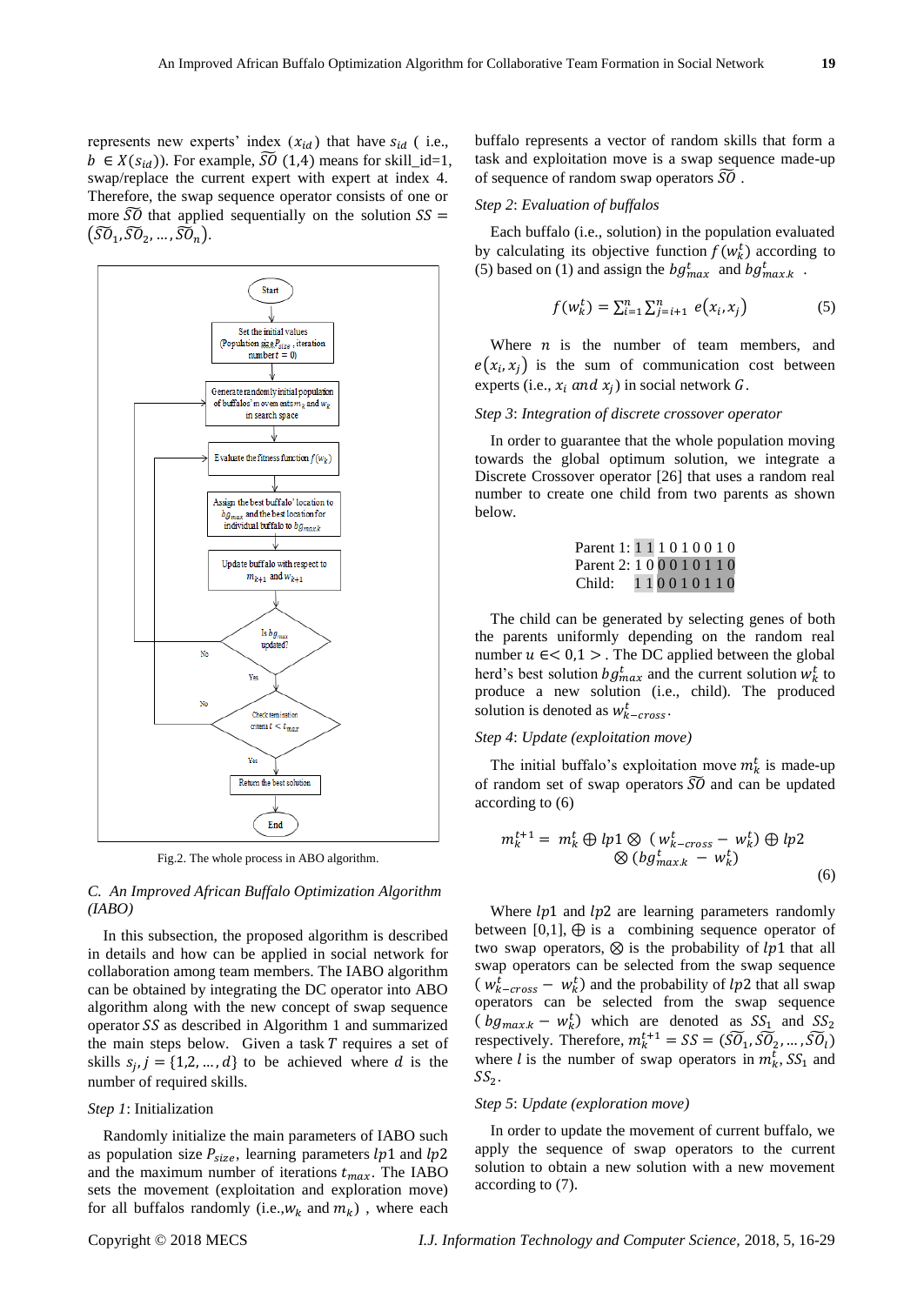represents new experts' index ($x_{id}$) that have $s_{id}$ ( i.e., $b \in X(s_{id})$). For example, $\widetilde{SO}$ (1,4) means for skill_id=1, swap/replace the current expert with expert at index 4. Therefore, the swap sequence operator consists of one or more $\widetilde{SO}$ that applied sequentially on the solution $SS = (\widetilde{SO}_1, \widetilde{SO}_2, \dots, \widetilde{SO}_n)$.

Start → Set the initial values (Population size $P_{size}$, iteration number $t = 0$) → Generate randomly initial population of buffalos' movements $m_k$ and $w_k$ in search space → Evaluate the fitness function $f(w_k)$ → Assign the best buffalo' location to $bg_{max}$ and the best location for individual buffalo to $bg_{max.k}$ → Update buffalo with respect to $m_{k+1}$ and $w_{k+1}$ → Is $bg_{max}$ updated? (No / Yes) → Check termination criteria $t < t_{max}$ (No / Yes) → Return the best solution → End

Fig.2. The whole process in ABO algorithm.

### C. An Improved African Buffalo Optimization Algorithm (IABO)

In this subsection, the proposed algorithm is described in details and how can be applied in social network for collaboration among team members. The IABO algorithm can be obtained by integrating the DC operator into ABO algorithm along with the new concept of swap sequence operator $SS$ as described in Algorithm 1 and summarized the main steps below. Given a task $T$ requires a set of skills $s_j, j = \{1,2, \dots, d\}$ to be achieved where $d$ is the number of required skills.

*Step 1*: Initialization

Randomly initialize the main parameters of IABO such as population size $P_{size}$, learning parameters $lp1$ and $lp2$ and the maximum number of iterations $t_{max}$. The IABO sets the movement (exploitation and exploration move) for all buffalos randomly (i.e.,$w_k$ and $m_k$) , where each buffalo represents a vector of random skills that form a task and exploitation move is a swap sequence made-up of sequence of random swap operators $\widetilde{SO}$ .

*Step 2*: Evaluation of buffalos

Each buffalo (i.e., solution) in the population evaluated by calculating its objective function $f(w_k^t)$ according to (5) based on (1) and assign the $bg_{max}^t$ and $bg_{max.k}^t$ .

$$f(w_k^t) = \sum_{i=1}^{n} \sum_{j=i+1}^{n} e(x_i, x_j) \tag{5}$$

Where $n$ is the number of team members, and $e(x_i, x_j)$ is the sum of communication cost between experts (i.e., $x_i$ and $x_j$) in social network $G$.

*Step 3*: Integration of discrete crossover operator

In order to guarantee that the whole population moving towards the global optimum solution, we integrate a Discrete Crossover operator [26] that uses a random real number to create one child from two parents as shown below.

| | |
|---|---|
| Parent 1: | 1 1 1 0 1 0 0 1 0 |
| Parent 2: | 1 0 0 0 1 0 1 1 0 |
| Child: | 1 1 0 0 1 0 1 1 0 |

The child can be generated by selecting genes of both the parents uniformly depending on the random real number $u \in <0,1>$. The DC applied between the global herd's best solution $bg_{max}^t$ and the current solution $w_k^t$ to produce a new solution (i.e., child). The produced solution is denoted as $w_{k-cross}^t$.

*Step 4*: Update (exploitation move)

The initial buffalo's exploitation move $m_k^t$ is made-up of random set of swap operators $\widetilde{SO}$ and can be updated according to (6)

$$m_k^{t+1} = m_k^t \oplus lp1 \otimes (w_{k-cross}^t - w_k^t) \oplus lp2 \otimes (bg_{max.k}^t - w_k^t) \tag{6}$$

Where $lp1$ and $lp2$ are learning parameters randomly between [0,1], $\oplus$ is a combining sequence operator of two swap operators, $\otimes$ is the probability of $lp1$ that all swap operators can be selected from the swap sequence ($w_{k-cross}^t - w_k^t$) and the probability of $lp2$ that all swap sequence ($bg_{max.k} - w_k^t$) which are denoted as $SS_1$ and $SS_2$ respectively. Therefore, $m_k^{t+1} = SS = (\widetilde{SO}_1, \widetilde{SO}_2, \dots, \widetilde{SO}_l)$ where $l$ is the number of swap operators in $m_k^t$, $SS_1$ and $SS_2$.

*Step 5*: Update (exploration move)

In order to update the movement of current buffalo, we apply the sequence of swap operators to the current solution to obtain a new solution with a new movement according to (7).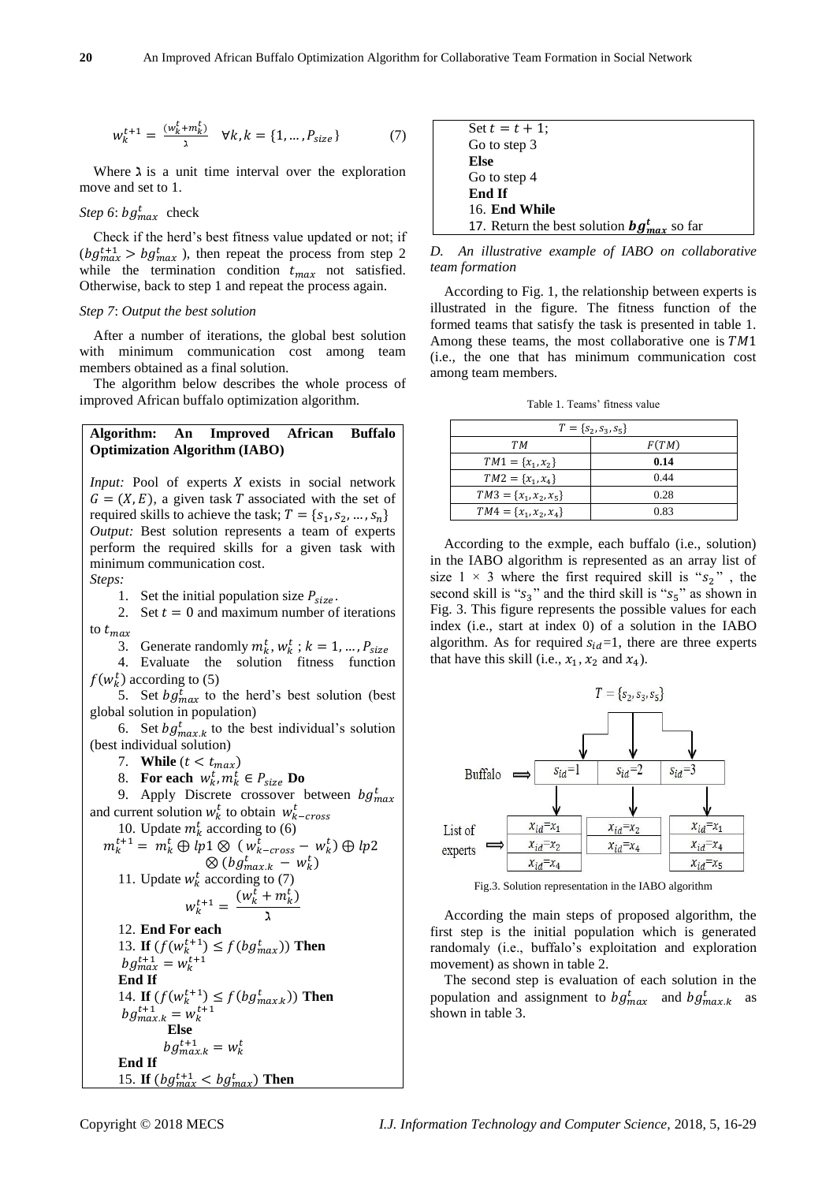$$w_k^{t+1} = \frac{(w_k^t + m_k^t)}{ג} \quad \forall k, k = \{1, \dots, P_{size}\} \tag{7}$$

Where ג is a unit time interval over the exploration move and set to 1.

*Step 6*: $bg_{max}^t$ check

Check if the herd's best fitness value updated or not; if ($bg_{max}^{t+1} > bg_{max}^t$ ), then repeat the process from step 2 while the termination condition $t_{max}$ not satisfied. Otherwise, back to step 1 and repeat the process again.

*Step 7*: *Output the best solution*

After a number of iterations, the global best solution with minimum communication cost among team members obtained as a final solution.

The algorithm below describes the whole process of improved African buffalo optimization algorithm.

**Algorithm: An Improved African Buffalo Optimization Algorithm (IABO)**

*Input:* Pool of experts $X$ exists in social network $G = (X, E)$, a given task $T$ associated with the set of required skills to achieve the task; $T = \{s_1, s_2, \dots, s_n\}$
*Output:* Best solution represents a team of experts perform the required skills for a given task with minimum communication cost.
*Steps:*

1. Set the initial population size $P_{size}$.
2. Set $t = 0$ and maximum number of iterations to $t_{max}$
3. Generate randomly $m_k^t, w_k^t$ ; $k = 1, \dots, P_{size}$
4. Evaluate the solution fitness function $f(w_k^t)$ according to (5)
5. Set $bg_{max}^t$ to the herd's best solution (best global solution in population)
6. Set $bg_{max.k}^t$ to the best individual's solution (best individual solution)
7. **While** ($t < t_{max}$)
8. **For each** $w_k^t, m_k^t \in P_{size}$ **Do**
9. Apply Discrete crossover between $bg_{max}^t$ and current solution $w_k^t$ to obtain $w_{k-cross}^t$
10. Update $m_k^t$ according to (6)
$$m_k^{t+1} = m_k^t \oplus lp1 \otimes (w_{k-cross}^t - w_k^t) \oplus lp2 \otimes (bg_{max.k}^t - w_k^t)$$
11. Update $w_k^t$ according to (7)
$$w_k^{t+1} = \frac{(w_k^t + m_k^t)}{ג}$$
12. **End For each**
13. **If** ($f(w_k^{t+1}) \le f(bg_{max}^t)$) **Then**
$bg_{max}^{t+1} = w_k^{t+1}$
**End If**
14. **If** ($f(w_k^{t+1}) \le f(bg_{max.k}^t)$) **Then**
$bg_{max.k}^{t+1} = w_k^{t+1}$
**Else**
$bg_{max.k}^{t+1} = w_k^t$
**End If**
15. **If** ($bg_{max}^{t+1} < bg_{max}^t$) **Then**
Set $t = t + 1$;
Go to step 3
**Else**
Go to step 4
**End If**
16. **End While**
17. Return the best solution $\boldsymbol{bg_{max}^t}$ so far

*D. An illustrative example of IABO on collaborative team formation*

According to Fig. 1, the relationship between experts is illustrated in the figure. The fitness function of the formed teams that satisfy the task is presented in table 1. Among these teams, the most collaborative one is $TM1$ (i.e., the one that has minimum communication cost among team members.

Table 1. Teams' fitness value

| $T = \{s_2, s_3, s_5\}$ | |
|---|---|
| $TM$ | $F(TM)$ |
| $TM1 = \{x_1, x_2\}$ | **0.14** |
| $TM2 = \{x_1, x_4\}$ | 0.44 |
| $TM3 = \{x_1, x_2, x_5\}$ | 0.28 |
| $TM4 = \{x_1, x_2, x_4\}$ | 0.83 |

According to the exmple, each buffalo (i.e., solution) in the IABO algorithm is represented as an array list of size $1 \times 3$ where the first required skill is "$s_2$" , the second skill is "$s_3$" and the third skill is "$s_5$" as shown in Fig. 3. This figure represents the possible values for each index (i.e., start at index 0) of a solution in the IABO algorithm. As for required $s_{id}$=1, there are three experts that have this skill (i.e., $x_1$, $x_2$ and $x_4$).

$T = \{s_2, s_3, s_5\}$

| Buffalo | $s_{id}$=1 | $s_{id}$=2 | $s_{id}$=3 |
|---|---|---|---|
| List of experts | $x_{id}$=$x_1$ | $x_{id}$=$x_2$ | $x_{id}$=$x_1$ |
| | $x_{id}$=$x_2$ | $x_{id}$=$x_4$ | $x_{id}$=$x_4$ |
| | $x_{id}$=$x_4$ | | $x_{id}$=$x_5$ |

Fig.3. Solution representation in the IABO algorithm

According the main steps of proposed algorithm, the first step is the initial population which is generated randomaly (i.e., buffalo's exploitation and exploration movement) as shown in table 2.

The second step is evaluation of each solution in the population and assignment to $bg_{max}^t$ and $bg_{max.k}^t$ as shown in table 3.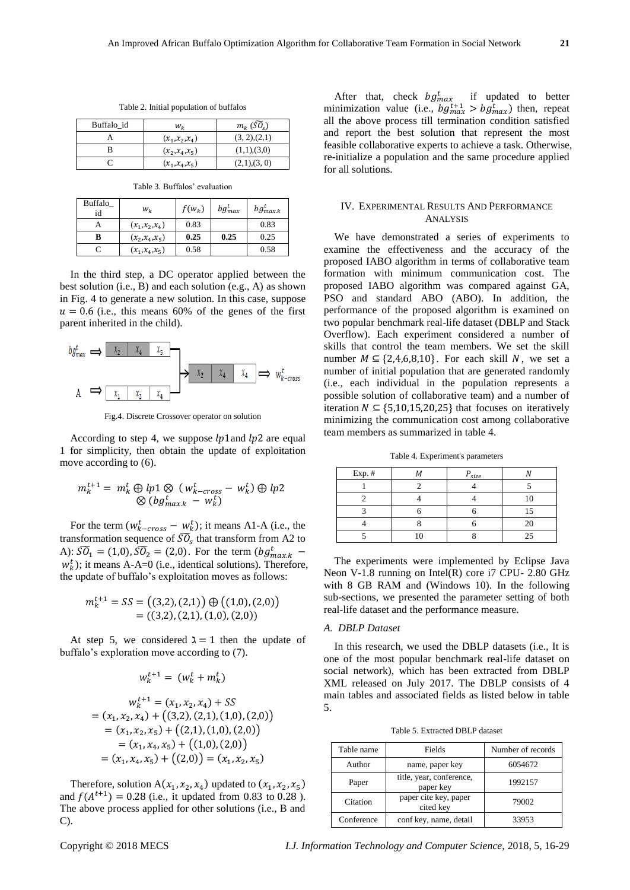Table 2. Initial population of buffalos

| Buffalo_id | $w_k$ | $m_k$ ($\widehat{SO}_s$) |
|---|---|---|
| A | $(x_1,x_2,x_4)$ | (3, 2),(2,1) |
| B | $(x_2,x_4,x_5)$ | (1,1),(3,0) |
| C | $(x_1,x_4,x_5)$ | (2,1),(3, 0) |

Table 3. Buffalos' evaluation

| Buffalo_id | $w_k$ | $f(w_k)$ | $bg^t_{max}$ | $bg^t_{max.k}$ |
|---|---|---|---|---|
| A | $(x_1,x_2,x_4)$ | 0.83 | | 0.83 |
| **B** | $(x_2,x_4,x_5)$ | **0.25** | **0.25** | 0.25 |
| C | $(x_1,x_4,x_5)$ | 0.58 | | 0.58 |

In the third step, a DC operator applied between the best solution (i.e., B) and each solution (e.g., A) as shown in Fig. 4 to generate a new solution. In this case, suppose $u = 0.6$ (i.e., this means 60% of the genes of the first parent inherited in the child).

Fig.4. Discrete Crossover operator on solution

According to step 4, we suppose $lp1$ and $lp2$ are equal 1 for simplicity, then obtain the update of exploitation move according to (6).

$$m_k^{t+1} = m_k^t \oplus lp1 \otimes (w_{k-cross}^t - w_k^t) \oplus lp2 \otimes (bg_{max.k}^t - w_k^t)$$

For the term $(w_{k-cross}^t - w_k^t)$; it means A1-A (i.e., the transformation sequence of $\widehat{SO}_s$ that transform from A2 to A): $\widehat{SO}_1 = (1,0), \widehat{SO}_2 = (2,0)$. For the term $(bg_{max.k}^t - w_k^t)$; it means A-A=0 (i.e., identical solutions). Therefore, the update of buffalo's exploitation moves as follows:

$$m_k^{t+1} = SS = ((3,2),(2,1)) \oplus ((1,0),(2,0)) = ((3,2),(2,1),(1,0),(2,0))$$

At step 5, we considered $\lambda = 1$ then the update of buffalo's exploration move according to (7).

$$w_k^{t+1} = (w_k^t + m_k^t)$$

$$\begin{aligned} w_k^{t+1} &= (x_1,x_2,x_4) + SS \\ &= (x_1,x_2,x_4) + ((3,2),(2,1),(1,0),(2,0)) \\ &= (x_1,x_2,x_5) + ((2,1),(1,0),(2,0)) \\ &= (x_1,x_4,x_5) + ((1,0),(2,0)) \\ &= (x_1,x_4,x_5) + ((2,0)) = (x_1,x_2,x_5) \end{aligned}$$

Therefore, solution A$(x_1,x_2,x_4)$ updated to $(x_1,x_2,x_5)$ and $f(A^{t+1}) = 0.28$ (i.e., it updated from 0.83 to 0.28 ). The above process applied for other solutions (i.e., B and C).

After that, check $bg^t_{max}$ if updated to better minimization value (i.e., $bg^{t+1}_{max} > bg^t_{max}$) then, repeat all the above process till termination condition satisfied and report the best solution that represent the most feasible collaborative experts to achieve a task. Otherwise, re-initialize a population and the same procedure applied for all solutions.

## IV. Experimental Results And Performance Analysis

We have demonstrated a series of experiments to examine the effectiveness and the accuracy of the proposed IABO algorithm in terms of collaborative team formation with minimum communication cost. The proposed IABO algorithm was compared against GA, PSO and standard ABO (ABO). In addition, the performance of the proposed algorithm is examined on two popular benchmark real-life dataset (DBLP and Stack Overflow). Each experiment considered a number of skills that control the team members. We set the skill number $M \subseteq \{2,4,6,8,10\}$. For each skill $N$, we set a number of initial population that are generated randomly (i.e., each individual in the population represents a possible solution of collaborative team) and a number of iteration $N \subseteq \{5,10,15,20,25\}$ that focuses on iteratively minimizing the communication cost among collaborative team members as summarized in table 4.

Table 4. Experiment's parameters

| Exp. # | $M$ | $P_{size}$ | $N$ |
|---|---|---|---|
| 1 | 2 | 4 | 5 |
| 2 | 4 | 4 | 10 |
| 3 | 6 | 6 | 15 |
| 4 | 8 | 6 | 20 |
| 5 | 10 | 8 | 25 |

The experiments were implemented by Eclipse Java Neon V-1.8 running on Intel(R) core i7 CPU- 2.80 GHz with 8 GB RAM and (Windows 10). In the following sub-sections, we presented the parameter setting of both real-life dataset and the performance measure.

### A. DBLP Dataset

In this research, we used the DBLP datasets (i.e., It is one of the most popular benchmark real-life dataset on social network), which has been extracted from DBLP XML released on July 2017. The DBLP consists of 4 main tables and associated fields as listed below in table 5.

Table 5. Extracted DBLP dataset

| Table name | Fields | Number of records |
|---|---|---|
| Author | name, paper key | 6054672 |
| Paper | title, year, conference, paper key | 1992157 |
| Citation | paper cite key, paper cited key | 79002 |
| Conference | conf key, name, detail | 33953 |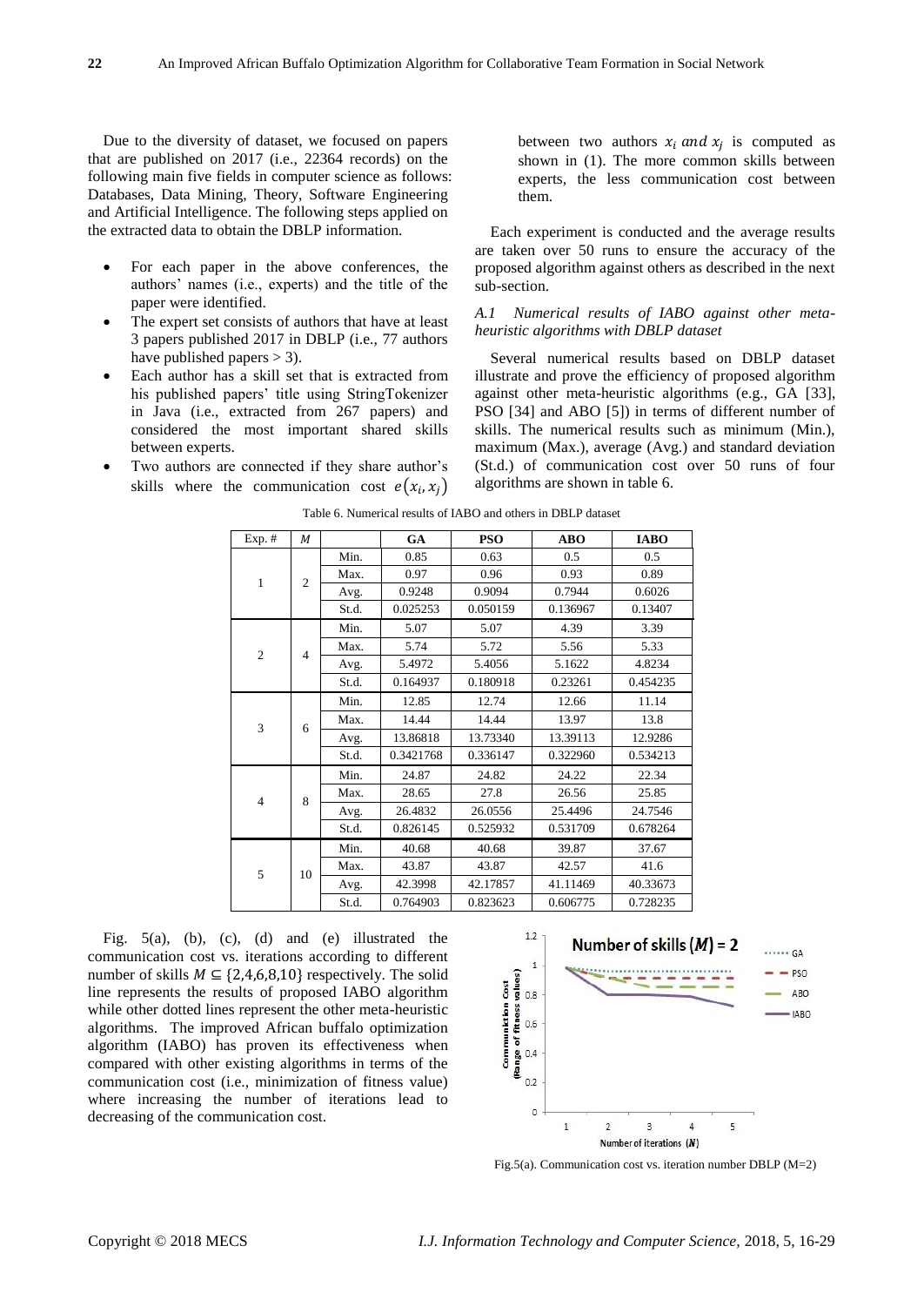Due to the diversity of dataset, we focused on papers that are published on 2017 (i.e., 22364 records) on the following main five fields in computer science as follows: Databases, Data Mining, Theory, Software Engineering and Artificial Intelligence. The following steps applied on the extracted data to obtain the DBLP information.

- For each paper in the above conferences, the authors' names (i.e., experts) and the title of the paper were identified.
- The expert set consists of authors that have at least 3 papers published 2017 in DBLP (i.e., 77 authors have published papers > 3).
- Each author has a skill set that is extracted from his published papers' title using StringTokenizer in Java (i.e., extracted from 267 papers) and considered the most important shared skills between experts.
- Two authors are connected if they share author's skills where the communication cost $e(x_i, x_j)$ between two authors $x_i$ *and* $x_j$ is computed as shown in (1). The more common skills between experts, the less communication cost between them.

Each experiment is conducted and the average results are taken over 50 runs to ensure the accuracy of the proposed algorithm against others as described in the next sub-section.

*A.1 Numerical results of IABO against other meta-heuristic algorithms with DBLP dataset*

Several numerical results based on DBLP dataset illustrate and prove the efficiency of proposed algorithm against other meta-heuristic algorithms (e.g., GA [33], PSO [34] and ABO [5]) in terms of different number of skills. The numerical results such as minimum (Min.), maximum (Max.), average (Avg.) and standard deviation (St.d.) of communication cost over 50 runs of four algorithms are shown in table 6.

Table 6. Numerical results of IABO and others in DBLP dataset

| Exp. # | *M* | | GA | PSO | ABO | IABO |
|---|---|---|---|---|---|---|
| 1 | 2 | Min. | 0.85 | 0.63 | 0.5 | 0.5 |
| | | Max. | 0.97 | 0.96 | 0.93 | 0.89 |
| | | Avg. | 0.9248 | 0.9094 | 0.7944 | 0.6026 |
| | | St.d. | 0.025253 | 0.050159 | 0.136967 | 0.13407 |
| 2 | 4 | Min. | 5.07 | 5.07 | 4.39 | 3.39 |
| | | Max. | 5.74 | 5.72 | 5.56 | 5.33 |
| | | Avg. | 5.4972 | 5.4056 | 5.1622 | 4.8234 |
| | | St.d. | 0.164937 | 0.180918 | 0.23261 | 0.454235 |
| 3 | 6 | Min. | 12.85 | 12.74 | 12.66 | 11.14 |
| | | Max. | 14.44 | 14.44 | 13.97 | 13.8 |
| | | Avg. | 13.86818 | 13.73340 | 13.39113 | 12.9286 |
| | | St.d. | 0.3421768 | 0.336147 | 0.322960 | 0.534213 |
| 4 | 8 | Min. | 24.87 | 24.82 | 24.22 | 22.34 |
| | | Max. | 28.65 | 27.8 | 26.56 | 25.85 |
| | | Avg. | 26.4832 | 26.0556 | 25.4496 | 24.7546 |
| | | St.d. | 0.826145 | 0.525932 | 0.531709 | 0.678264 |
| 5 | 10 | Min. | 40.68 | 40.68 | 39.87 | 37.67 |
| | | Max. | 43.87 | 43.87 | 42.57 | 41.6 |
| | | Avg. | 42.3998 | 42.17857 | 41.11469 | 40.33673 |
| | | St.d. | 0.764903 | 0.823623 | 0.606775 | 0.728235 |

Fig. 5(a), (b), (c), (d) and (e) illustrated the communication cost vs. iterations according to different number of skills $M \subseteq \{2,4,6,8,10\}$ respectively. The solid line represents the results of proposed IABO algorithm while other dotted lines represent the other meta-heuristic algorithms. The improved African buffalo optimization algorithm (IABO) has proven its effectiveness when compared with other existing algorithms in terms of the communication cost (i.e., minimization of fitness value) where increasing the number of iterations lead to decreasing of the communication cost.

Fig.5(a). Communication cost vs. iteration number DBLP (M=2)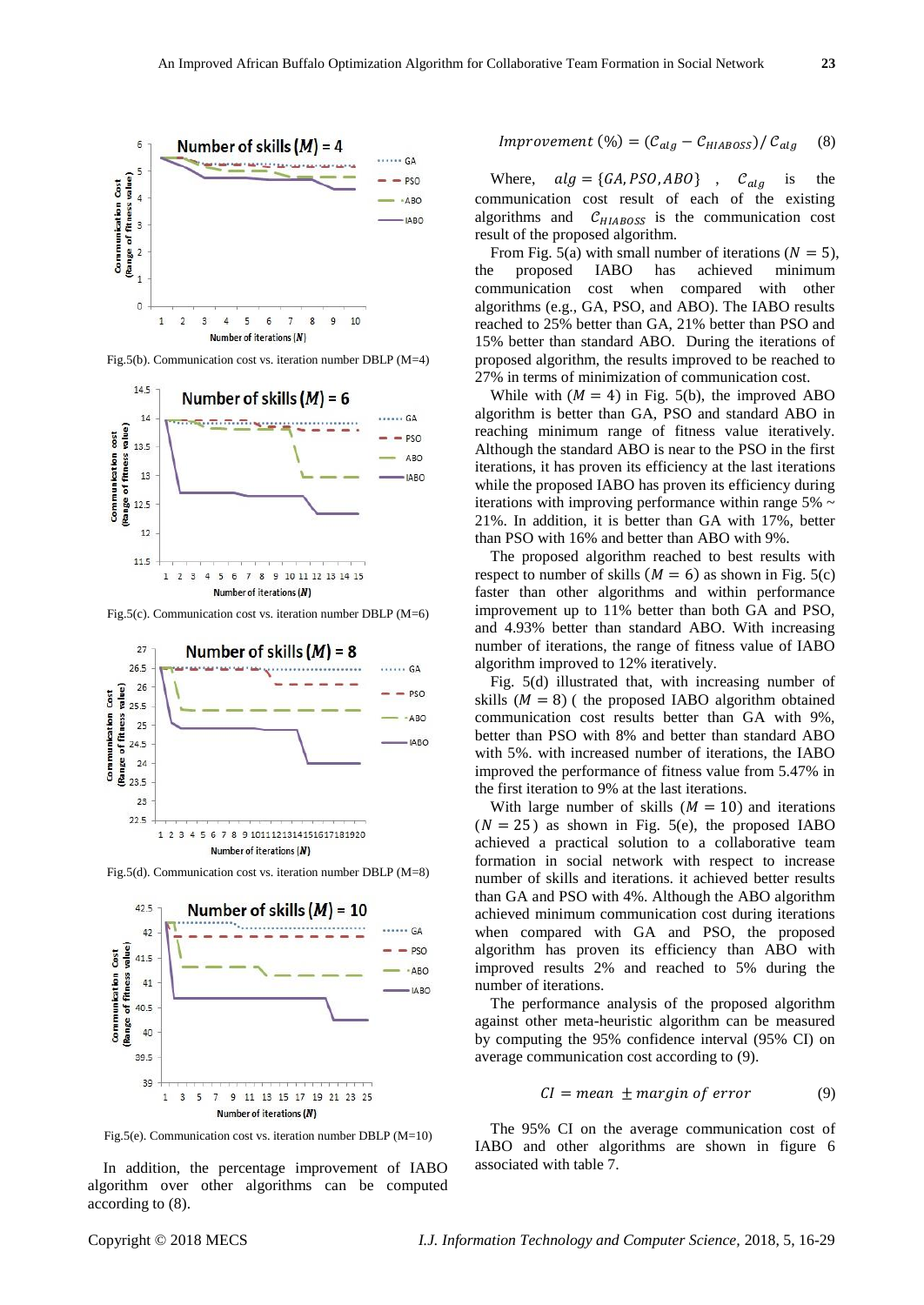Fig.5(b). Communication cost vs. iteration number DBLP (M=4)

Fig.5(c). Communication cost vs. iteration number DBLP (M=6)

Fig.5(d). Communication cost vs. iteration number DBLP (M=8)

Fig.5(e). Communication cost vs. iteration number DBLP (M=10)

In addition, the percentage improvement of IABO algorithm over other algorithms can be computed according to (8).

$$Improvement\ (\%) = (\mathcal{C}_{alg} - \mathcal{C}_{HIABOSS}) / \mathcal{C}_{alg} \quad (8)$$

Where, $alg = \{GA, PSO, ABO\}$ , $\mathcal{C}_{alg}$ is the communication cost result of each of the existing algorithms and $\mathcal{C}_{HIABOSS}$ is the communication cost result of the proposed algorithm.

From Fig. 5(a) with small number of iterations ($N = 5$), the proposed IABO has achieved minimum communication cost when compared with other algorithms (e.g., GA, PSO, and ABO). The IABO results reached to 25% better than GA, 21% better than PSO and 15% better than standard ABO. During the iterations of proposed algorithm, the results improved to be reached to 27% in terms of minimization of communication cost.

While with ($M = 4$) in Fig. 5(b), the improved ABO algorithm is better than GA, PSO and standard ABO in reaching minimum range of fitness value iteratively. Although the standard ABO is near to the PSO in the first iterations, it has proven its efficiency at the last iterations while the proposed IABO has proven its efficiency during iterations with improving performance within range 5% ~ 21%. In addition, it is better than GA with 17%, better than PSO with 16% and better than ABO with 9%.

The proposed algorithm reached to best results with respect to number of skills ($M = 6$) as shown in Fig. 5(c) faster than other algorithms and within performance improvement up to 11% better than both GA and PSO, and 4.93% better than standard ABO. With increasing number of iterations, the range of fitness value of IABO algorithm improved to 12% iteratively.

Fig. 5(d) illustrated that, with increasing number of skills ($M = 8$) ( the proposed IABO algorithm obtained communication cost results better than GA with 9%, better than PSO with 8% and better than standard ABO with 5%. with increased number of iterations, the IABO improved the performance of fitness value from 5.47% in the first iteration to 9% at the last iterations.

With large number of skills ($M = 10$) and iterations ($N = 25$) as shown in Fig. 5(e), the proposed IABO achieved a practical solution to a collaborative team formation in social network with respect to increase number of skills and iterations. it achieved better results than GA and PSO with 4%. Although the ABO algorithm achieved minimum communication cost during iterations when compared with GA and PSO, the proposed algorithm has proven its efficiency than ABO with improved results 2% and reached to 5% during the number of iterations.

The performance analysis of the proposed algorithm against other meta-heuristic algorithm can be measured by computing the 95% confidence interval (95% CI) on average communication cost according to (9).

$$CI = mean\ \pm margin\ of\ error \quad (9)$$

The 95% CI on the average communication cost of IABO and other algorithms are shown in figure 6 associated with table 7.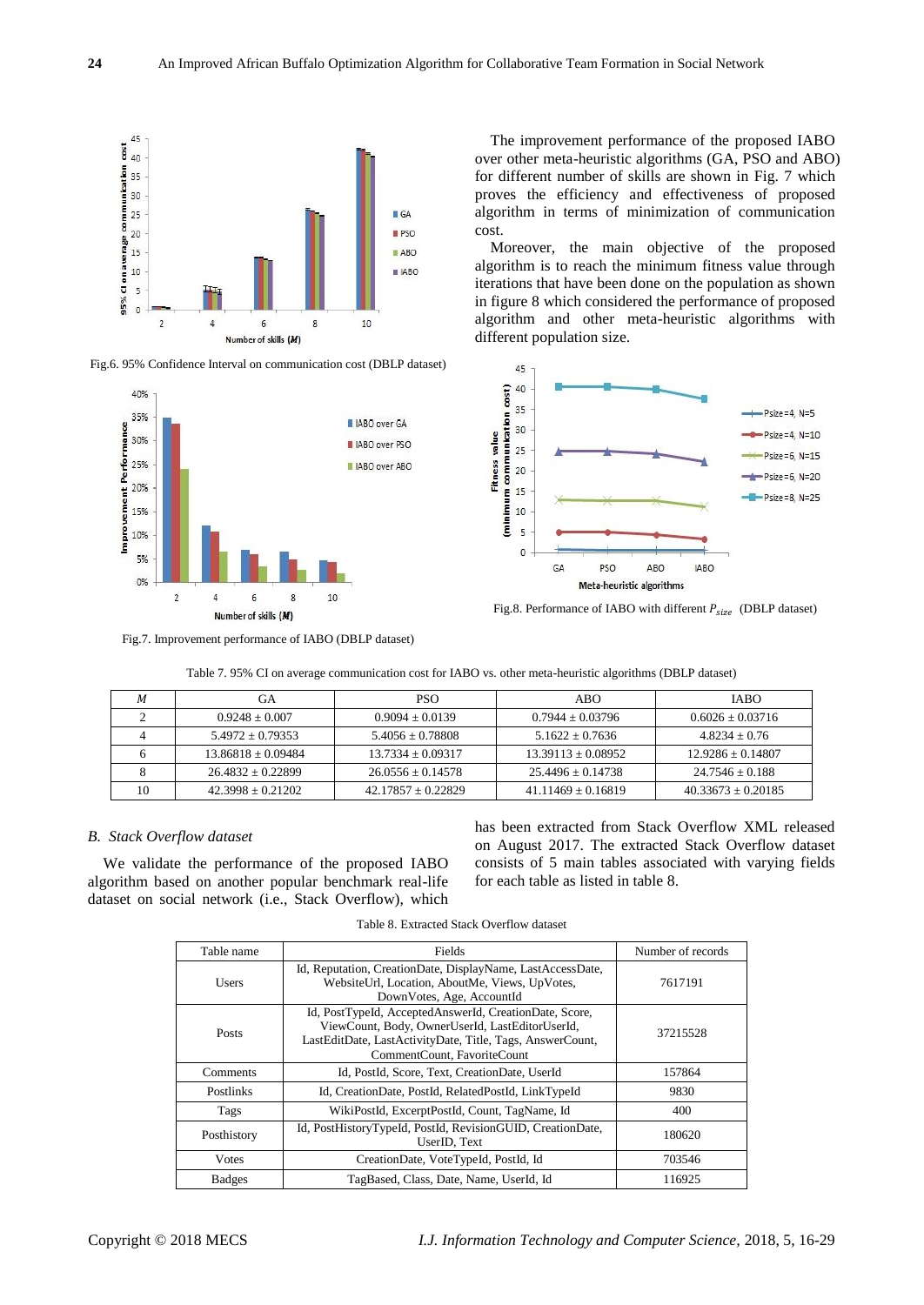Fig.6. 95% Confidence Interval on communication cost (DBLP dataset)

Fig.7. Improvement performance of IABO (DBLP dataset)

The improvement performance of the proposed IABO over other meta-heuristic algorithms (GA, PSO and ABO) for different number of skills are shown in Fig. 7 which proves the efficiency and effectiveness of proposed algorithm in terms of minimization of communication cost.

Moreover, the main objective of the proposed algorithm is to reach the minimum fitness value through iterations that have been done on the population as shown in figure 8 which considered the performance of proposed algorithm and other meta-heuristic algorithms with different population size.

Fig.8. Performance of IABO with different $P_{size}$ (DBLP dataset)

Table 7. 95% CI on average communication cost for IABO vs. other meta-heuristic algorithms (DBLP dataset)

| *M* | GA | PSO | ABO | IABO |
|---|---|---|---|---|
| 2 | 0.9248 ± 0.007 | 0.9094 ± 0.0139 | 0.7944 ± 0.03796 | 0.6026 ± 0.03716 |
| 4 | 5.4972 ± 0.79353 | 5.4056 ± 0.78808 | 5.1622 ± 0.7636 | 4.8234 ± 0.76 |
| 6 | 13.86818 ± 0.09484 | 13.7334 ± 0.09317 | 13.39113 ± 0.08952 | 12.9286 ± 0.14807 |
| 8 | 26.4832 ± 0.22899 | 26.0556 ± 0.14578 | 25.4496 ± 0.14738 | 24.7546 ± 0.188 |
| 10 | 42.3998 ± 0.21202 | 42.17857 ± 0.22829 | 41.11469 ± 0.16819 | 40.33673 ± 0.20185 |

### *B. Stack Overflow dataset*

We validate the performance of the proposed IABO algorithm based on another popular benchmark real-life dataset on social network (i.e., Stack Overflow), which has been extracted from Stack Overflow XML released on August 2017. The extracted Stack Overflow dataset consists of 5 main tables associated with varying fields for each table as listed in table 8.

Table 8. Extracted Stack Overflow dataset

| Table name | Fields | Number of records |
|---|---|---|
| Users | Id, Reputation, CreationDate, DisplayName, LastAccessDate, WebsiteUrl, Location, AboutMe, Views, UpVotes, DownVotes, Age, AccountId | 7617191 |
| Posts | Id, PostTypeId, AcceptedAnswerId, CreationDate, Score, ViewCount, Body, OwnerUserId, LastEditorUserId, LastEditDate, LastActivityDate, Title, Tags, AnswerCount, CommentCount, FavoriteCount | 37215528 |
| Comments | Id, PostId, Score, Text, CreationDate, UserId | 157864 |
| Postlinks | Id, CreationDate, PostId, RelatedPostId, LinkTypeId | 9830 |
| Tags | WikiPostId, ExcerptPostId, Count, TagName, Id | 400 |
| Posthistory | Id, PostHistoryTypeId, PostId, RevisionGUID, CreationDate, UserID, Text | 180620 |
| Votes | CreationDate, VoteTypeId, PostId, Id | 703546 |
| Badges | TagBased, Class, Date, Name, UserId, Id | 116925 |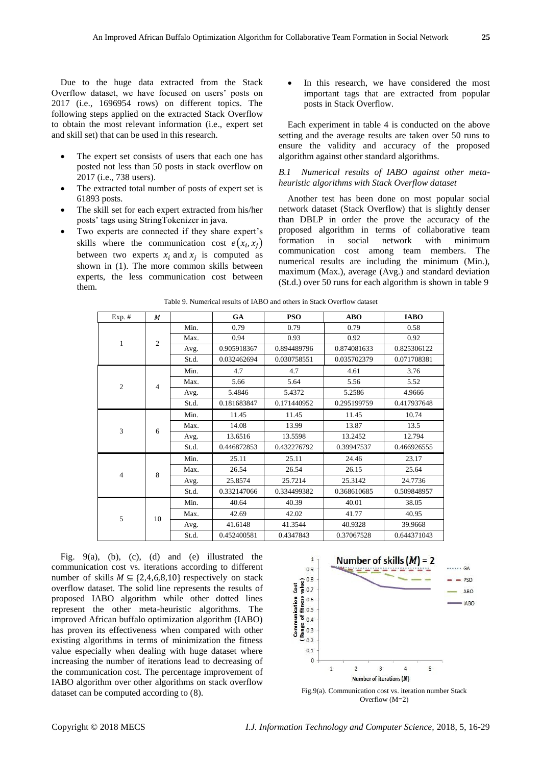Due to the huge data extracted from the Stack Overflow dataset, we have focused on users' posts on 2017 (i.e., 1696954 rows) on different topics. The following steps applied on the extracted Stack Overflow to obtain the most relevant information (i.e., expert set and skill set) that can be used in this research.

- The expert set consists of users that each one has posted not less than 50 posts in stack overflow on 2017 (i.e., 738 users).
- The extracted total number of posts of expert set is 61893 posts.
- The skill set for each expert extracted from his/her posts' tags using StringTokenizer in java.
- Two experts are connected if they share expert's skills where the communication cost $e(x_i, x_j)$ between two experts $x_i$ and $x_j$ is computed as shown in (1). The more common skills between experts, the less communication cost between them.
- In this research, we have considered the most important tags that are extracted from popular posts in Stack Overflow.

Each experiment in table 4 is conducted on the above setting and the average results are taken over 50 runs to ensure the validity and accuracy of the proposed algorithm against other standard algorithms.

*B.1 Numerical results of IABO against other meta-heuristic algorithms with Stack Overflow dataset*

Another test has been done on most popular social network dataset (Stack Overflow) that is slightly denser than DBLP in order the prove the accuracy of the proposed algorithm in terms of collaborative team formation in social network with minimum communication cost among team members. The numerical results are including the minimum (Min.), maximum (Max.), average (Avg.) and standard deviation (St.d.) over 50 runs for each algorithm is shown in table 9

Table 9. Numerical results of IABO and others in Stack Overflow dataset

| Exp. # | $M$ | | GA | PSO | ABO | IABO |
|---|---|---|---|---|---|---|
| 1 | 2 | Min. | 0.79 | 0.79 | 0.79 | 0.58 |
| | | Max. | 0.94 | 0.93 | 0.92 | 0.92 |
| | | Avg. | 0.905918367 | 0.894489796 | 0.874081633 | 0.825306122 |
| | | St.d. | 0.032462694 | 0.030758551 | 0.035702379 | 0.071708381 |
| 2 | 4 | Min. | 4.7 | 4.7 | 4.61 | 3.76 |
| | | Max. | 5.66 | 5.64 | 5.56 | 5.52 |
| | | Avg. | 5.4846 | 5.4372 | 5.2586 | 4.9666 |
| | | St.d. | 0.181683847 | 0.171440952 | 0.295199759 | 0.417937648 |
| 3 | 6 | Min. | 11.45 | 11.45 | 11.45 | 10.74 |
| | | Max. | 14.08 | 13.99 | 13.87 | 13.5 |
| | | Avg. | 13.6516 | 13.5598 | 13.2452 | 12.794 |
| | | St.d. | 0.446872853 | 0.432276792 | 0.39947537 | 0.466926555 |
| 4 | 8 | Min. | 25.11 | 25.11 | 24.46 | 23.17 |
| | | Max. | 26.54 | 26.54 | 26.15 | 25.64 |
| | | Avg. | 25.8574 | 25.7214 | 25.3142 | 24.7736 |
| | | St.d. | 0.332147066 | 0.334499382 | 0.368610685 | 0.509848957 |
| 5 | 10 | Min. | 40.64 | 40.39 | 40.01 | 38.05 |
| | | Max. | 42.69 | 42.02 | 41.77 | 40.95 |
| | | Avg. | 41.6148 | 41.3544 | 40.9328 | 39.9668 |
| | | St.d. | 0.452400581 | 0.4347843 | 0.37067528 | 0.644371043 |

Fig. 9(a), (b), (c), (d) and (e) illustrated the communication cost vs. iterations according to different number of skills $M \subseteq \{2,4,6,8,10\}$ respectively on stack overflow dataset. The solid line represents the results of proposed IABO algorithm while other dotted lines represent the other meta-heuristic algorithms. The improved African buffalo optimization algorithm (IABO) has proven its effectiveness when compared with other existing algorithms in terms of minimization the fitness value especially when dealing with huge dataset where increasing the number of iterations lead to decreasing of the communication cost. The percentage improvement of IABO algorithm over other algorithms on stack overflow dataset can be computed according to (8).

Fig.9(a). Communication cost vs. iteration number Stack Overflow (M=2)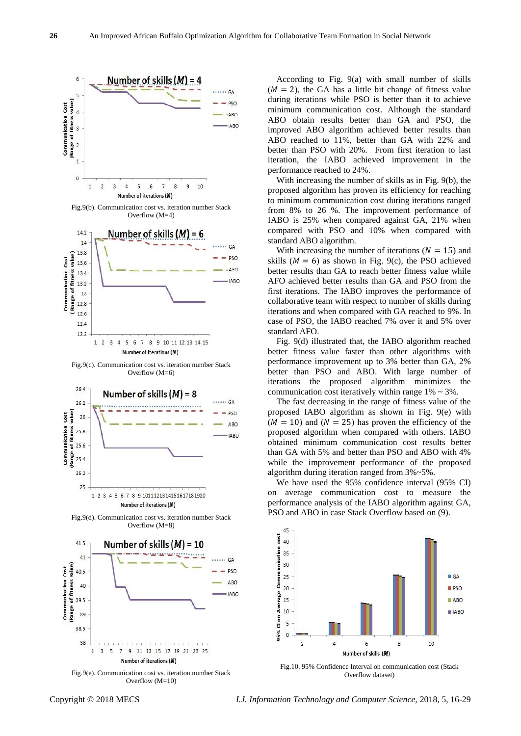Fig.9(b). Communication cost vs. iteration number Stack Overflow (M=4)

Fig.9(c). Communication cost vs. iteration number Stack Overflow (M=6)

Fig.9(d). Communication cost vs. iteration number Stack Overflow (M=8)

Fig.9(e). Communication cost vs. iteration number Stack Overflow (M=10)

According to Fig. 9(a) with small number of skills ($M = 2$), the GA has a little bit change of fitness value during iterations while PSO is better than it to achieve minimum communication cost. Although the standard ABO obtain results better than GA and PSO, the improved ABO algorithm achieved better results than ABO reached to 11%, better than GA with 22% and better than PSO with 20%. From first iteration to last iteration, the IABO achieved improvement in the performance reached to 24%.

With increasing the number of skills as in Fig. 9(b), the proposed algorithm has proven its efficiency for reaching to minimum communication cost during iterations ranged from 8% to 26 %. The improvement performance of IABO is 25% when compared against GA, 21% when compared with PSO and 10% when compared with standard ABO algorithm.

With increasing the number of iterations ($N = 15$) and skills ($M = 6$) as shown in Fig. 9(c), the PSO achieved better results than GA to reach better fitness value while AFO achieved better results than GA and PSO from the first iterations. The IABO improves the performance of collaborative team with respect to number of skills during iterations and when compared with GA reached to 9%. In case of PSO, the IABO reached 7% over it and 5% over standard AFO.

Fig. 9(d) illustrated that, the IABO algorithm reached better fitness value faster than other algorithms with performance improvement up to 3% better than GA, 2% better than PSO and ABO. With large number of iterations the proposed algorithm minimizes the communication cost iteratively within range 1% ~ 3%.

The fast decreasing in the range of fitness value of the proposed IABO algorithm as shown in Fig. 9(e) with ($M = 10$) and ($N = 25$) has proven the efficiency of the proposed algorithm when compared with others. IABO obtained minimum communication cost results better than GA with 5% and better than PSO and ABO with 4% while the improvement performance of the proposed algorithm during iteration ranged from 3%~5%.

We have used the 95% confidence interval (95% CI) on average communication cost to measure the performance analysis of the IABO algorithm against GA, PSO and ABO in case Stack Overflow based on (9).

Fig.10. 95% Confidence Interval on communication cost (Stack Overflow dataset)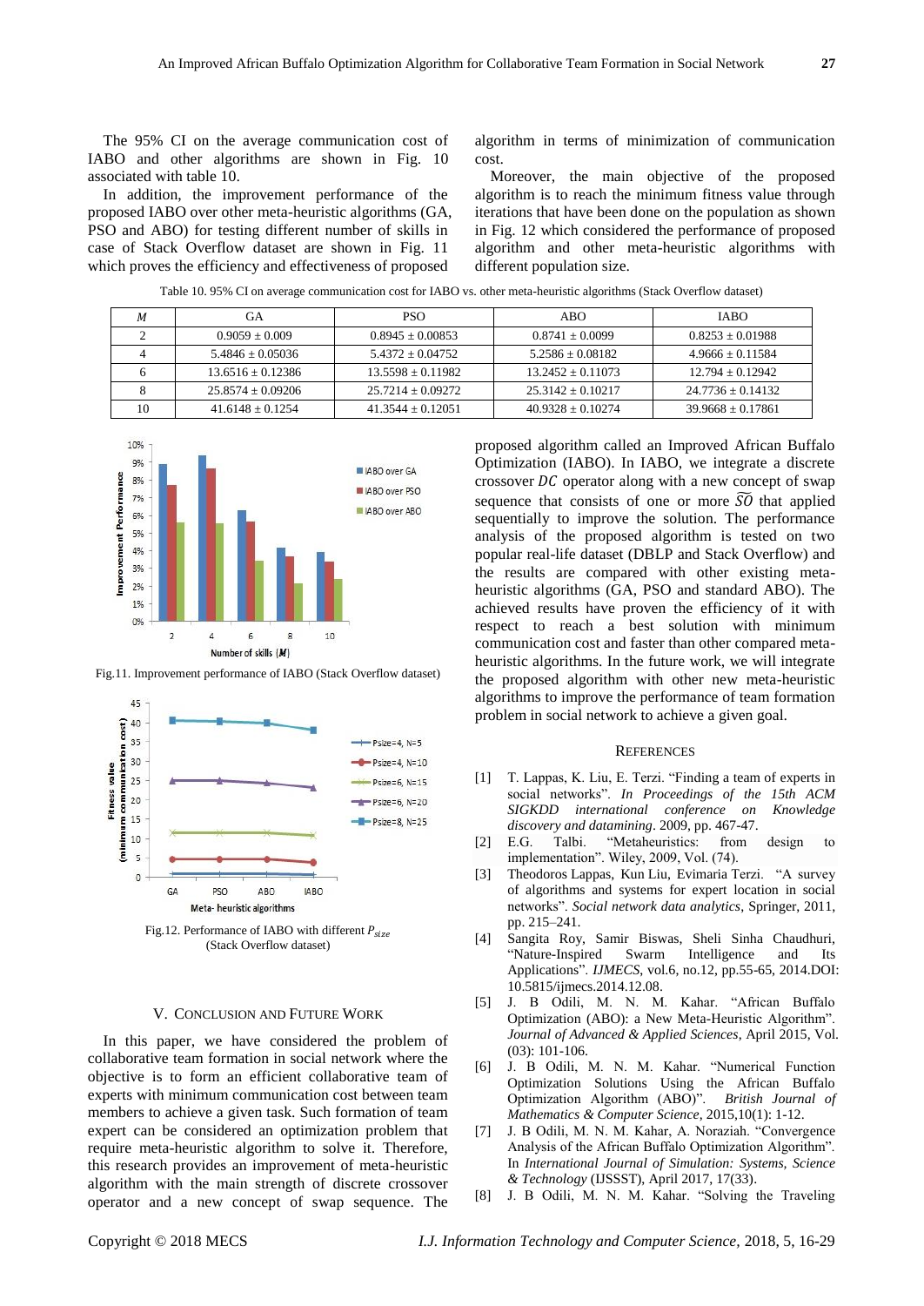The 95% CI on the average communication cost of IABO and other algorithms are shown in Fig. 10 associated with table 10.

In addition, the improvement performance of the proposed IABO over other meta-heuristic algorithms (GA, PSO and ABO) for testing different number of skills in case of Stack Overflow dataset are shown in Fig. 11 which proves the efficiency and effectiveness of proposed algorithm in terms of minimization of communication cost.

Moreover, the main objective of the proposed algorithm is to reach the minimum fitness value through iterations that have been done on the population as shown in Fig. 12 which considered the performance of proposed algorithm and other meta-heuristic algorithms with different population size.

Table 10. 95% CI on average communication cost for IABO vs. other meta-heuristic algorithms (Stack Overflow dataset)

| *M* | GA | PSO | ABO | IABO |
|---|---|---|---|---|
| 2 | 0.9059 ± 0.009 | 0.8945 ± 0.00853 | 0.8741 ± 0.0099 | 0.8253 ± 0.01988 |
| 4 | 5.4846 ± 0.05036 | 5.4372 ± 0.04752 | 5.2586 ± 0.08182 | 4.9666 ± 0.11584 |
| 6 | 13.6516 ± 0.12386 | 13.5598 ± 0.11982 | 13.2452 ± 0.11073 | 12.794 ± 0.12942 |
| 8 | 25.8574 ± 0.09206 | 25.7214 ± 0.09272 | 25.3142 ± 0.10217 | 24.7736 ± 0.14132 |
| 10 | 41.6148 ± 0.1254 | 41.3544 ± 0.12051 | 40.9328 ± 0.10274 | 39.9668 ± 0.17861 |

Fig.11. Improvement performance of IABO (Stack Overflow dataset)

Fig.12. Performance of IABO with different $P_{size}$ (Stack Overflow dataset)

## V. Conclusion and Future Work

In this paper, we have considered the problem of collaborative team formation in social network where the objective is to form an efficient collaborative team of experts with minimum communication cost between team members to achieve a given task. Such formation of team expert can be considered an optimization problem that require meta-heuristic algorithm to solve it. Therefore, this research provides an improvement of meta-heuristic algorithm with the main strength of discrete crossover operator and a new concept of swap sequence. The proposed algorithm called an Improved African Buffalo Optimization (IABO). In IABO, we integrate a discrete crossover $DC$ operator along with a new concept of swap sequence that consists of one or more $\widetilde{SO}$ that applied sequentially to improve the solution. The performance analysis of the proposed algorithm is tested on two popular real-life dataset (DBLP and Stack Overflow) and the results are compared with other existing meta-heuristic algorithms (GA, PSO and standard ABO). The achieved results have proven the efficiency of it with respect to reach a best solution with minimum communication cost and faster than other compared meta-heuristic algorithms. In the future work, we will integrate the proposed algorithm with other new meta-heuristic algorithms to improve the performance of team formation problem in social network to achieve a given goal.

## References

[1] T. Lappas, K. Liu, E. Terzi. "Finding a team of experts in social networks". *In Proceedings of the 15th ACM SIGKDD international conference on Knowledge discovery and datamining*. 2009, pp. 467-47.

[2] E.G. Talbi. "Metaheuristics: from design to implementation". Wiley, 2009, Vol. (74).

[3] Theodoros Lappas, Kun Liu, Evimaria Terzi. "A survey of algorithms and systems for expert location in social networks". *Social network data analytics*, Springer, 2011, pp. 215–241.

[4] Sangita Roy, Samir Biswas, Sheli Sinha Chaudhuri, "Nature-Inspired Swarm Intelligence and Its Applications". *IJMECS*, vol.6, no.12, pp.55-65, 2014.DOI: 10.5815/ijmecs.2014.12.08.

[5] J. B Odili, M. N. M. Kahar. "African Buffalo Optimization (ABO): a New Meta-Heuristic Algorithm". *Journal of Advanced & Applied Sciences*, April 2015, Vol. (03): 101-106.

[6] J. B Odili, M. N. M. Kahar. "Numerical Function Optimization Solutions Using the African Buffalo Optimization Algorithm (ABO)". *British Journal of Mathematics & Computer Science*, 2015,10(1): 1-12.

[7] J. B Odili, M. N. M. Kahar, A. Noraziah. "Convergence Analysis of the African Buffalo Optimization Algorithm". In *International Journal of Simulation: Systems, Science & Technology* (IJSSST), April 2017, 17(33).

[8] J. B Odili, M. N. M. Kahar. "Solving the Traveling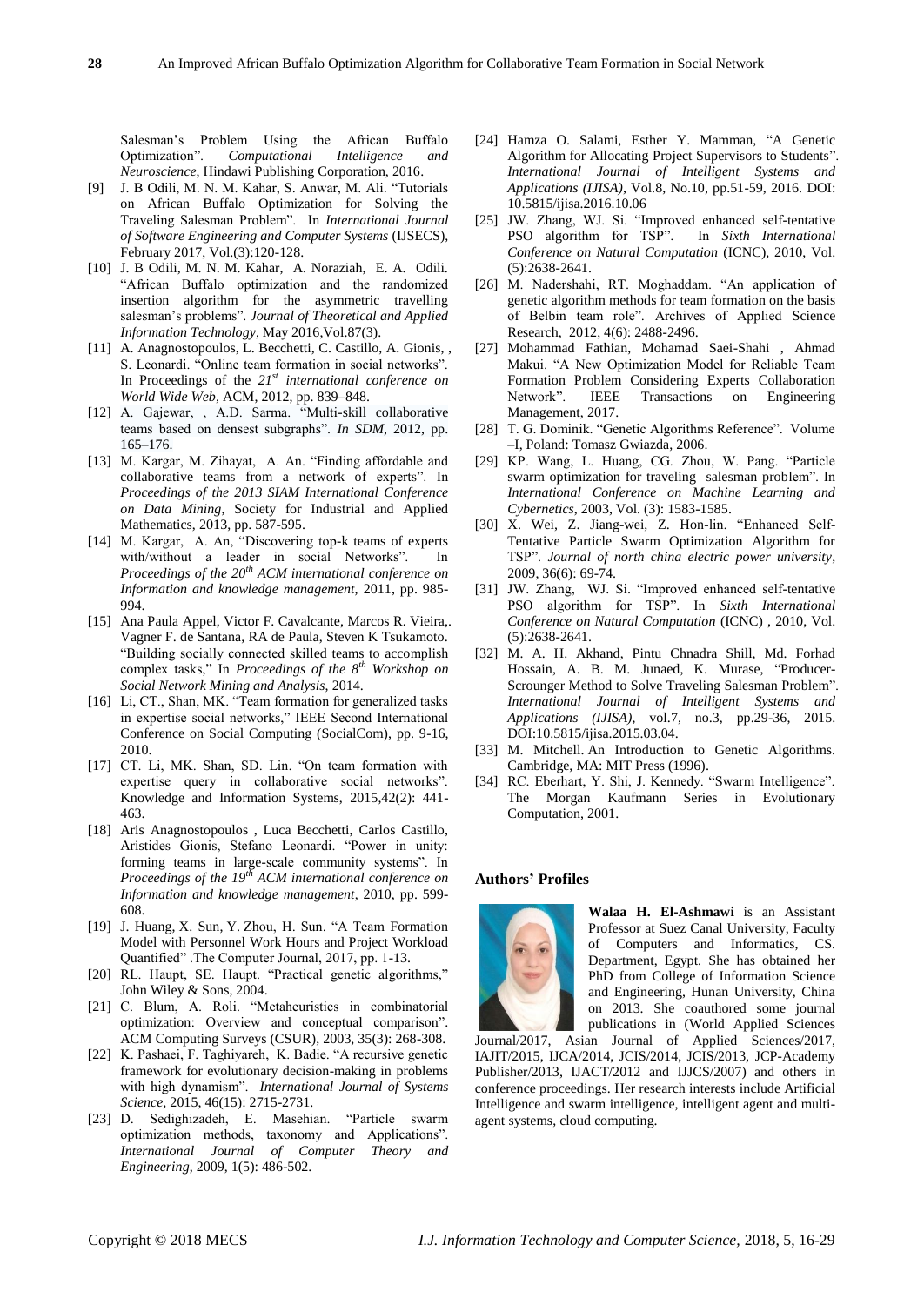Salesman's Problem Using the African Buffalo Optimization". *Computational Intelligence and Neuroscience*, Hindawi Publishing Corporation, 2016.

[9] J. B Odili, M. N. M. Kahar, S. Anwar, M. Ali. "Tutorials on African Buffalo Optimization for Solving the Traveling Salesman Problem". In *International Journal of Software Engineering and Computer Systems* (IJSECS), February 2017, Vol.(3):120-128.

[10] J. B Odili, M. N. M. Kahar, A. Noraziah, E. A. Odili. "African Buffalo optimization and the randomized insertion algorithm for the asymmetric travelling salesman's problems". *Journal of Theoretical and Applied Information Technology*, May 2016,Vol.87(3).

[11] A. Anagnostopoulos, L. Becchetti, C. Castillo, A. Gionis, , S. Leonardi. "Online team formation in social networks". In Proceedings of the *21st international conference on World Wide Web*, ACM, 2012, pp. 839–848.

[12] A. Gajewar, , A.D. Sarma. "Multi-skill collaborative teams based on densest subgraphs". *In SDM*, 2012, pp. 165–176.

[13] M. Kargar, M. Zihayat, A. An. "Finding affordable and collaborative teams from a network of experts". In *Proceedings of the 2013 SIAM International Conference on Data Mining*, Society for Industrial and Applied Mathematics, 2013, pp. 587-595.

[14] M. Kargar, A. An, "Discovering top-k teams of experts with/without a leader in social Networks". In *Proceedings of the 20th ACM international conference on Information and knowledge management,* 2011, pp. 985-994.

[15] Ana Paula Appel, Victor F. Cavalcante, Marcos R. Vieira,. Vagner F. de Santana, RA de Paula, Steven K Tsukamoto. "Building socially connected skilled teams to accomplish complex tasks," In *Proceedings of the 8th Workshop on Social Network Mining and Analysis*, 2014.

[16] Li, CT., Shan, MK. "Team formation for generalized tasks in expertise social networks," IEEE Second International Conference on Social Computing (SocialCom), pp. 9-16, 2010.

[17] CT. Li, MK. Shan, SD. Lin. "On team formation with expertise query in collaborative social networks". Knowledge and Information Systems, 2015,42(2): 441-463.

[18] Aris Anagnostopoulos , Luca Becchetti, Carlos Castillo, Aristides Gionis, Stefano Leonardi. "Power in unity: forming teams in large-scale community systems". In *Proceedings of the 19th ACM international conference on Information and knowledge management*, 2010, pp. 599-608.

[19] J. Huang, X. Sun, Y. Zhou, H. Sun. "A Team Formation Model with Personnel Work Hours and Project Workload Quantified" .The Computer Journal, 2017, pp. 1-13.

[20] RL. Haupt, SE. Haupt. "Practical genetic algorithms," John Wiley & Sons, 2004.

[21] C. Blum, A. Roli. "Metaheuristics in combinatorial optimization: Overview and conceptual comparison". ACM Computing Surveys (CSUR), 2003, 35(3): 268-308.

[22] K. Pashaei, F. Taghiyareh, K. Badie. "A recursive genetic framework for evolutionary decision-making in problems with high dynamism". *International Journal of Systems Science*, 2015, 46(15): 2715-2731.

[23] D. Sedighizadeh, E. Masehian. "Particle swarm optimization methods, taxonomy and Applications". *International Journal of Computer Theory and Engineering,* 2009, 1(5): 486-502.

[24] Hamza O. Salami, Esther Y. Mamman, "A Genetic Algorithm for Allocating Project Supervisors to Students". *International Journal of Intelligent Systems and Applications (IJISA)*, Vol.8, No.10, pp.51-59, 2016. DOI: 10.5815/ijisa.2016.10.06

[25] JW. Zhang, WJ. Si. "Improved enhanced self-tentative PSO algorithm for TSP". In *Sixth International Conference on Natural Computation* (ICNC), 2010, Vol. (5):2638-2641.

[26] M. Nadershahi, RT. Moghaddam. "An application of genetic algorithm methods for team formation on the basis of Belbin team role". Archives of Applied Science Research, 2012, 4(6): 2488-2496.

[27] Mohammad Fathian, Mohamad Saei-Shahi , Ahmad Makui. "A New Optimization Model for Reliable Team Formation Problem Considering Experts Collaboration Network". IEEE Transactions on Engineering Management, 2017.

[28] T. G. Dominik. "Genetic Algorithms Reference". Volume –I, Poland: Tomasz Gwiazda, 2006.

[29] KP. Wang, L. Huang, CG. Zhou, W. Pang. "Particle swarm optimization for traveling salesman problem". In *International Conference on Machine Learning and Cybernetics,* 2003, Vol. (3): 1583-1585.

[30] X. Wei, Z. Jiang-wei, Z. Hon-lin. "Enhanced Self-Tentative Particle Swarm Optimization Algorithm for TSP". *Journal of north china electric power university*, 2009, 36(6): 69-74.

[31] JW. Zhang, WJ. Si. "Improved enhanced self-tentative PSO algorithm for TSP". In *Sixth International Conference on Natural Computation* (ICNC) , 2010, Vol. (5):2638-2641.

[32] M. A. H. Akhand, Pintu Chnadra Shill, Md. Forhad Hossain, A. B. M. Junaed, K. Murase, "Producer-Scrounger Method to Solve Traveling Salesman Problem". *International Journal of Intelligent Systems and Applications (IJISA)*, vol.7, no.3, pp.29-36, 2015. DOI:10.5815/ijisa.2015.03.04.

[33] M. Mitchell. An Introduction to Genetic Algorithms. Cambridge, MA: MIT Press (1996).

[34] RC. Eberhart, Y. Shi, J. Kennedy. "Swarm Intelligence". The Morgan Kaufmann Series in Evolutionary Computation, 2001.

## Authors' Profiles

**Walaa H. El-Ashmawi** is an Assistant Professor at Suez Canal University, Faculty of Computers and Informatics, CS. Department, Egypt. She has obtained her PhD from College of Information Science and Engineering, Hunan University, China on 2013. She coauthored some journal publications in (World Applied Sciences Journal/2017, Asian Journal of Applied Sciences/2017, IAJIT/2015, IJCA/2014, JCIS/2014, JCIS/2013, JCP-Academy Publisher/2013, IJACT/2012 and IJJCS/2007) and others in conference proceedings. Her research interests include Artificial Intelligence and swarm intelligence, intelligent agent and multi-agent systems, cloud computing.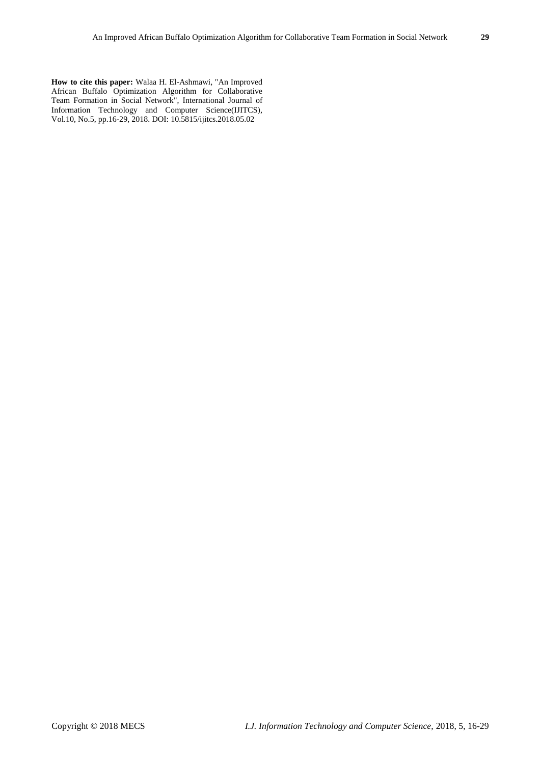**How to cite this paper:** Walaa H. El-Ashmawi, "An Improved African Buffalo Optimization Algorithm for Collaborative Team Formation in Social Network", International Journal of Information Technology and Computer Science(IJITCS), Vol.10, No.5, pp.16-29, 2018. DOI: 10.5815/ijitcs.2018.05.02